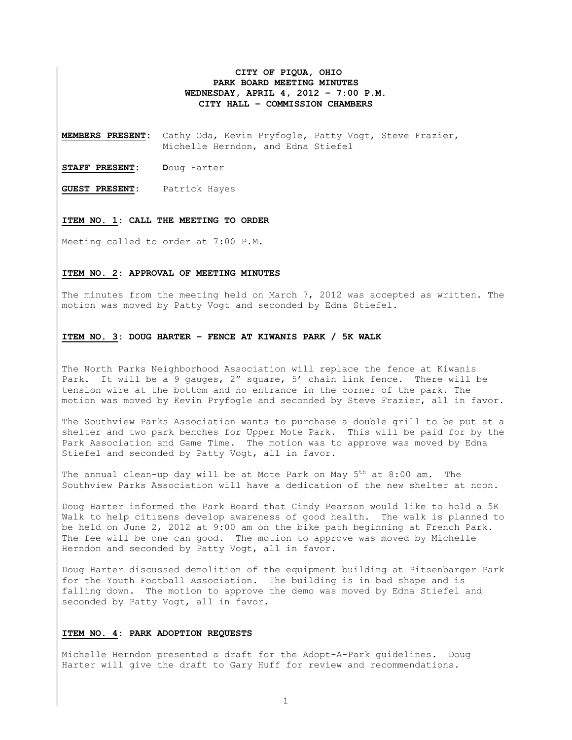**CITY OF PIQUA, OHIO**
**PARK BOARD MEETING MINUTES**
**WEDNESDAY, APRIL 4, 2012 – 7:00 P.M.**
**CITY HALL – COMMISSION CHAMBERS**

**MEMBERS PRESENT:** Cathy Oda, Kevin Pryfogle, Patty Vogt, Steve Frazier, Michelle Herndon, and Edna Stiefel

**STAFF PRESENT:** Doug Harter

**GUEST PRESENT:** Patrick Hayes

**ITEM NO. 1: CALL THE MEETING TO ORDER**

Meeting called to order at 7:00 P.M.

**ITEM NO. 2: APPROVAL OF MEETING MINUTES**

The minutes from the meeting held on March 7, 2012 was accepted as written. The motion was moved by Patty Vogt and seconded by Edna Stiefel.

**ITEM NO. 3: DOUG HARTER – FENCE AT KIWANIS PARK / 5K WALK**

The North Parks Neighborhood Association will replace the fence at Kiwanis Park. It will be a 9 gauges, 2" square, 5' chain link fence. There will be tension wire at the bottom and no entrance in the corner of the park. The motion was moved by Kevin Pryfogle and seconded by Steve Frazier, all in favor.

The Southview Parks Association wants to purchase a double grill to be put at a shelter and two park benches for Upper Mote Park. This will be paid for by the Park Association and Game Time. The motion was to approve was moved by Edna Stiefel and seconded by Patty Vogt, all in favor.

The annual clean-up day will be at Mote Park on May 5th at 8:00 am. The Southview Parks Association will have a dedication of the new shelter at noon.

Doug Harter informed the Park Board that Cindy Pearson would like to hold a 5K Walk to help citizens develop awareness of good health. The walk is planned to be held on June 2, 2012 at 9:00 am on the bike path beginning at French Park. The fee will be one can good. The motion to approve was moved by Michelle Herndon and seconded by Patty Vogt, all in favor.

Doug Harter discussed demolition of the equipment building at Pitsenbarger Park for the Youth Football Association. The building is in bad shape and is falling down. The motion to approve the demo was moved by Edna Stiefel and seconded by Patty Vogt, all in favor.

**ITEM NO. 4: PARK ADOPTION REQUESTS**

Michelle Herndon presented a draft for the Adopt-A-Park guidelines. Doug Harter will give the draft to Gary Huff for review and recommendations.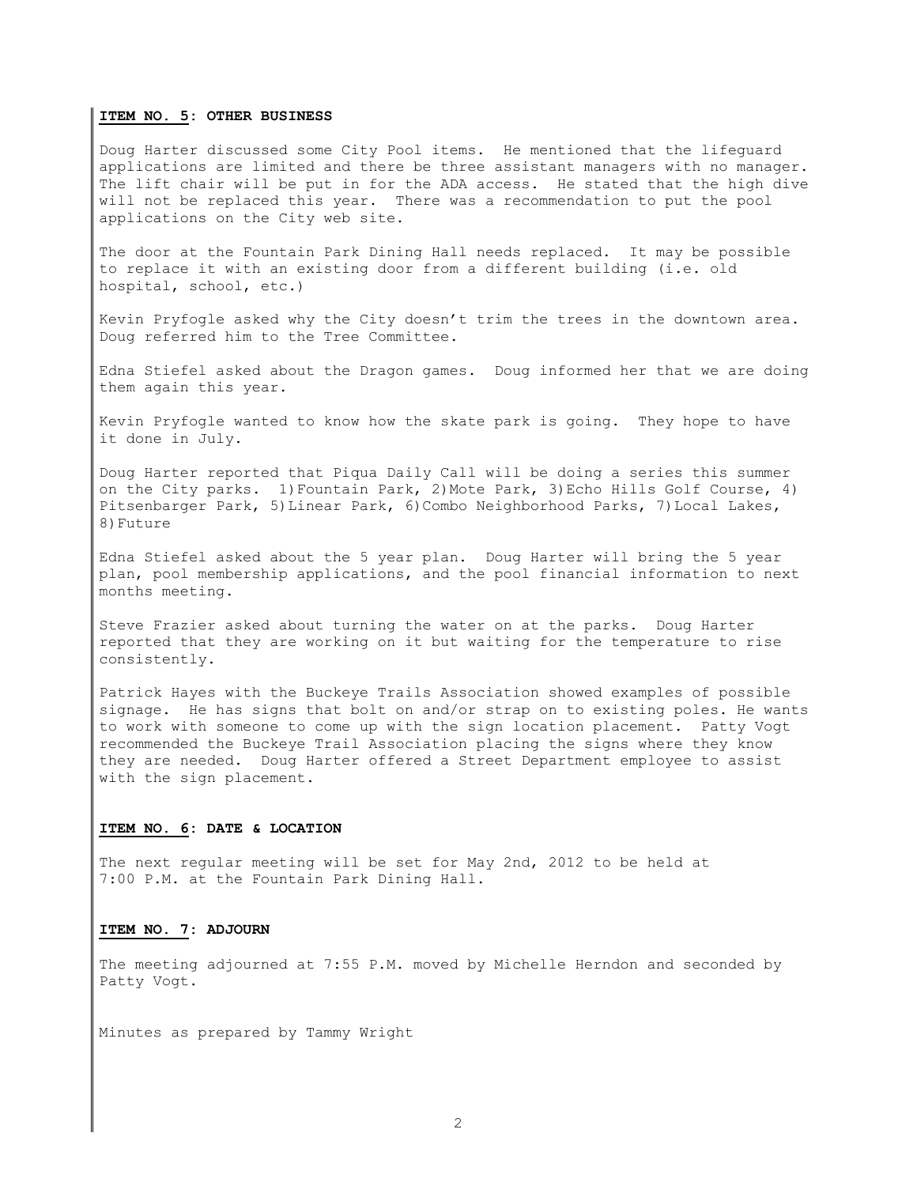**ITEM NO. 5: OTHER BUSINESS**

Doug Harter discussed some City Pool items. He mentioned that the lifeguard applications are limited and there be three assistant managers with no manager. The lift chair will be put in for the ADA access. He stated that the high dive will not be replaced this year. There was a recommendation to put the pool applications on the City web site.

The door at the Fountain Park Dining Hall needs replaced. It may be possible to replace it with an existing door from a different building (i.e. old hospital, school, etc.)

Kevin Pryfogle asked why the City doesn't trim the trees in the downtown area. Doug referred him to the Tree Committee.

Edna Stiefel asked about the Dragon games. Doug informed her that we are doing them again this year.

Kevin Pryfogle wanted to know how the skate park is going. They hope to have it done in July.

Doug Harter reported that Piqua Daily Call will be doing a series this summer on the City parks. 1)Fountain Park, 2)Mote Park, 3)Echo Hills Golf Course, 4) Pitsenbarger Park, 5)Linear Park, 6)Combo Neighborhood Parks, 7)Local Lakes, 8)Future

Edna Stiefel asked about the 5 year plan. Doug Harter will bring the 5 year plan, pool membership applications, and the pool financial information to next months meeting.

Steve Frazier asked about turning the water on at the parks. Doug Harter reported that they are working on it but waiting for the temperature to rise consistently.

Patrick Hayes with the Buckeye Trails Association showed examples of possible signage. He has signs that bolt on and/or strap on to existing poles. He wants to work with someone to come up with the sign location placement. Patty Vogt recommended the Buckeye Trail Association placing the signs where they know they are needed. Doug Harter offered a Street Department employee to assist with the sign placement.

**ITEM NO. 6: DATE & LOCATION**

The next regular meeting will be set for May 2nd, 2012 to be held at 7:00 P.M. at the Fountain Park Dining Hall.

**ITEM NO. 7: ADJOURN**

The meeting adjourned at 7:55 P.M. moved by Michelle Herndon and seconded by Patty Vogt.

Minutes as prepared by Tammy Wright